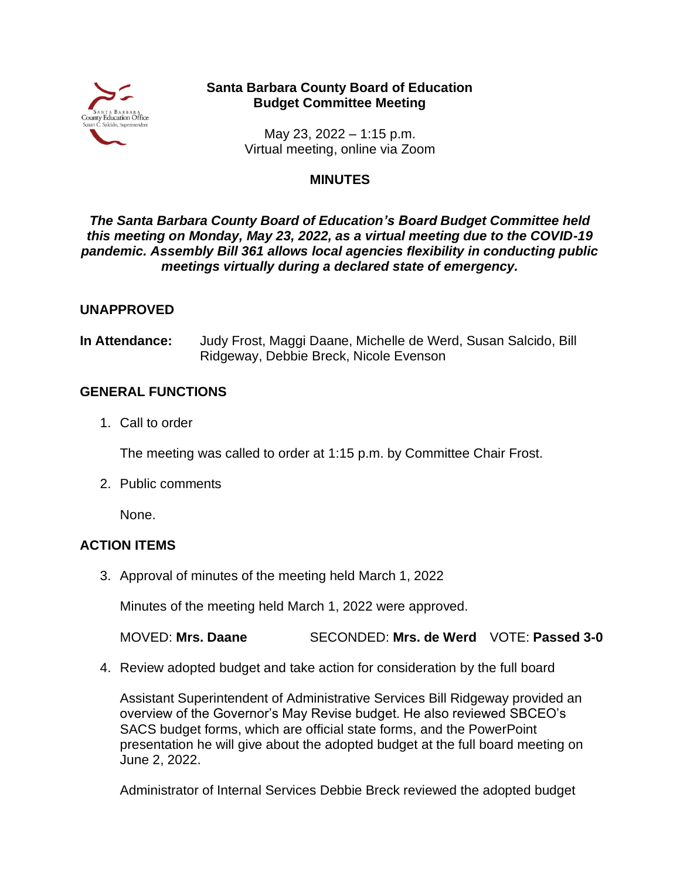# Santa Barbara County Board of Education
## Budget Committee Meeting

May 23, 2022 – 1:15 p.m.
Virtual meeting, online via Zoom

## MINUTES

***The Santa Barbara County Board of Education's Board Budget Committee held this meeting on Monday, May 23, 2022, as a virtual meeting due to the COVID-19 pandemic. Assembly Bill 361 allows local agencies flexibility in conducting public meetings virtually during a declared state of emergency.***

**UNAPPROVED**

**In Attendance:** Judy Frost, Maggi Daane, Michelle de Werd, Susan Salcido, Bill Ridgeway, Debbie Breck, Nicole Evenson

## GENERAL FUNCTIONS

1. Call to order

   The meeting was called to order at 1:15 p.m. by Committee Chair Frost.

2. Public comments

   None.

## ACTION ITEMS

3. Approval of minutes of the meeting held March 1, 2022

   Minutes of the meeting held March 1, 2022 were approved.

   MOVED: **Mrs. Daane** SECONDED: **Mrs. de Werd** VOTE: **Passed 3-0**

4. Review adopted budget and take action for consideration by the full board

   Assistant Superintendent of Administrative Services Bill Ridgeway provided an overview of the Governor's May Revise budget. He also reviewed SBCEO's SACS budget forms, which are official state forms, and the PowerPoint presentation he will give about the adopted budget at the full board meeting on June 2, 2022.

   Administrator of Internal Services Debbie Breck reviewed the adopted budget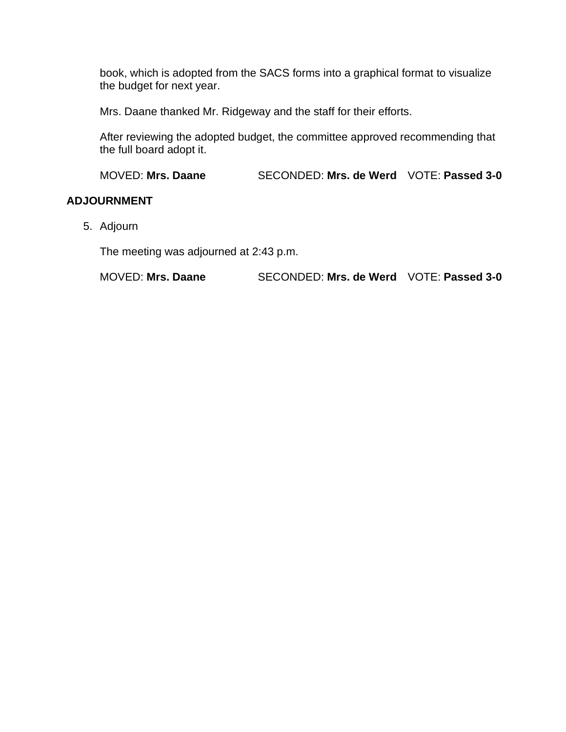book, which is adopted from the SACS forms into a graphical format to visualize the budget for next year.

Mrs. Daane thanked Mr. Ridgeway and the staff for their efforts.

After reviewing the adopted budget, the committee approved recommending that the full board adopt it.

MOVED: **Mrs. Daane** SECONDED: **Mrs. de Werd** VOTE: **Passed 3-0**

**ADJOURNMENT**

5. Adjourn

The meeting was adjourned at 2:43 p.m.

MOVED: **Mrs. Daane** SECONDED: **Mrs. de Werd** VOTE: **Passed 3-0**